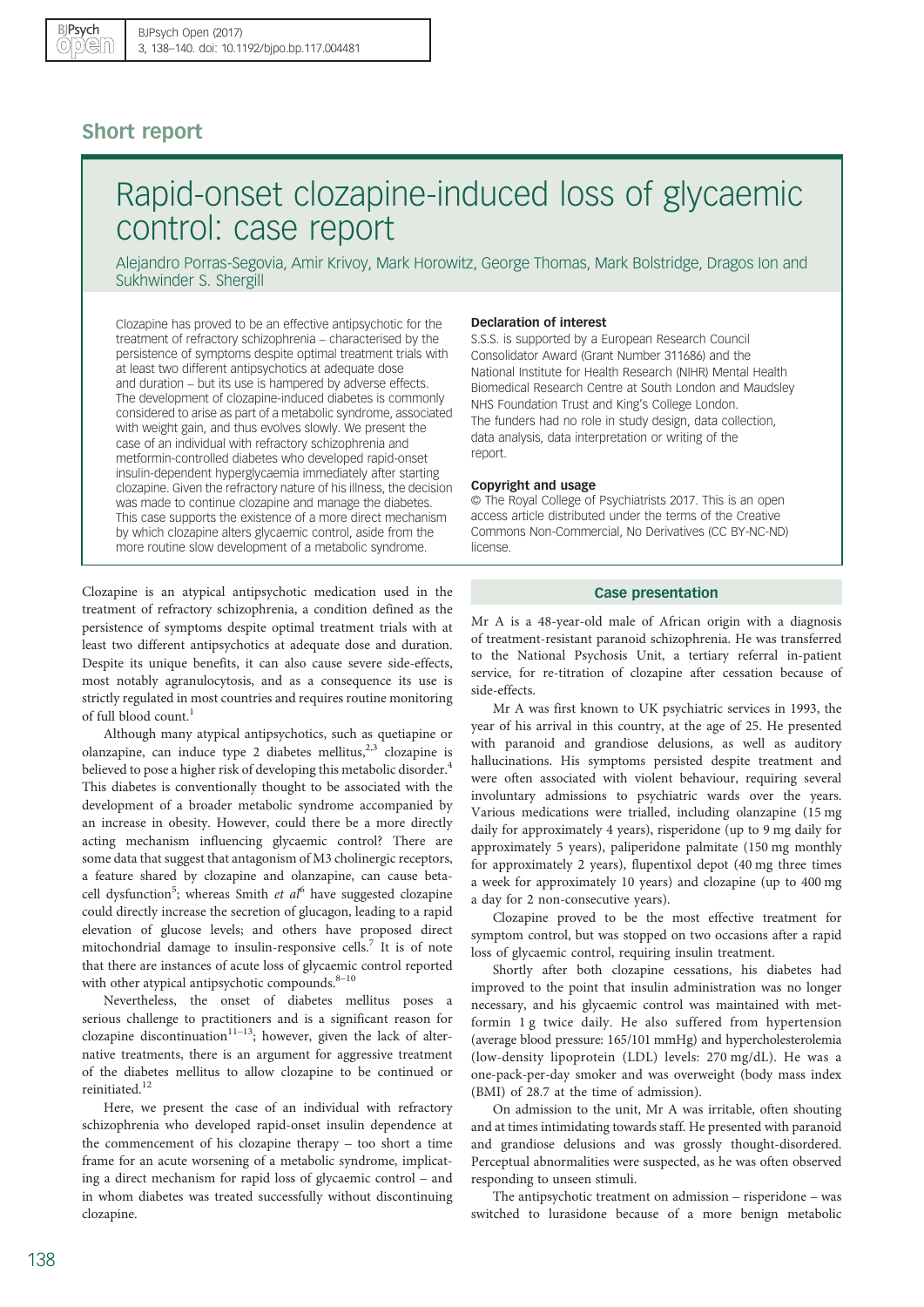## Short report

# Rapid-onset clozapine-induced loss of glycaemic control: case report

Alejandro Porras-Segovia, Amir Krivoy, Mark Horowitz, George Thomas, Mark Bolstridge, Dragos Ion and Sukhwinder S. Shergill

Clozapine has proved to be an effective antipsychotic for the treatment of refractory schizophrenia – characterised by the persistence of symptoms despite optimal treatment trials with at least two different antipsychotics at adequate dose and duration – but its use is hampered by adverse effects. The development of clozapine-induced diabetes is commonly considered to arise as part of a metabolic syndrome, associated with weight gain, and thus evolves slowly. We present the case of an individual with refractory schizophrenia and metformin-controlled diabetes who developed rapid-onset insulin-dependent hyperglycaemia immediately after starting clozapine. Given the refractory nature of his illness, the decision was made to continue clozapine and manage the diabetes. This case supports the existence of a more direct mechanism by which clozapine alters glycaemic control, aside from the more routine slow development of a metabolic syndrome.

### Declaration of interest

S.S.S. is supported by a European Research Council Consolidator Award (Grant Number 311686) and the National Institute for Health Research (NIHR) Mental Health Biomedical Research Centre at South London and Maudsley NHS Foundation Trust and King's College London. The funders had no role in study design, data collection, data analysis, data interpretation or writing of the report.

### Copyright and usage

© The Royal College of Psychiatrists 2017. This is an open access article distributed under the terms of the Creative Commons Non-Commercial, No Derivatives (CC BY-NC-ND) license.

Clozapine is an atypical antipsychotic medication used in the treatment of refractory schizophrenia, a condition defined as the persistence of symptoms despite optimal treatment trials with at least two different antipsychotics at adequate dose and duration. Despite its unique benefits, it can also cause severe side-effects, most notably agranulocytosis, and as a consequence its use is strictly regulated in most countries and requires routine monitoring of full blood count.[1]

Although many atypical antipsychotics, such as quetiapine or olanzapine, can induce type 2 diabetes mellitus,[2,3] clozapine is believed to pose a higher risk of developing this metabolic disorder.[4] This diabetes is conventionally thought to be associated with the development of a broader metabolic syndrome accompanied by an increase in obesity. However, could there be a more directly acting mechanism influencing glycaemic control? There are some data that suggest that antagonism of M3 cholinergic receptors, a feature shared by clozapine and olanzapine, can cause beta-cell dysfunction[5]; whereas Smith *et al*[6] have suggested clozapine could directly increase the secretion of glucagon, leading to a rapid elevation of glucose levels; and others have proposed direct mitochondrial damage to insulin-responsive cells.[7] It is of note that there are instances of acute loss of glycaemic control reported with other atypical antipsychotic compounds.[8–10]

Nevertheless, the onset of diabetes mellitus poses a serious challenge to practitioners and is a significant reason for clozapine discontinuation[11–13]; however, given the lack of alternative treatments, there is an argument for aggressive treatment of the diabetes mellitus to allow clozapine to be continued or reinitiated.[12]

Here, we present the case of an individual with refractory schizophrenia who developed rapid-onset insulin dependence at the commencement of his clozapine therapy – too short a time frame for an acute worsening of a metabolic syndrome, implicating a direct mechanism for rapid loss of glycaemic control – and in whom diabetes was treated successfully without discontinuing clozapine.

## Case presentation

Mr A is a 48-year-old male of African origin with a diagnosis of treatment-resistant paranoid schizophrenia. He was transferred to the National Psychosis Unit, a tertiary referral in-patient service, for re-titration of clozapine after cessation because of side-effects.

Mr A was first known to UK psychiatric services in 1993, the year of his arrival in this country, at the age of 25. He presented with paranoid and grandiose delusions, as well as auditory hallucinations. His symptoms persisted despite treatment and were often associated with violent behaviour, requiring several involuntary admissions to psychiatric wards over the years. Various medications were trialled, including olanzapine (15 mg daily for approximately 4 years), risperidone (up to 9 mg daily for approximately 5 years), paliperidone palmitate (150 mg monthly for approximately 2 years), flupentixol depot (40 mg three times a week for approximately 10 years) and clozapine (up to 400 mg a day for 2 non-consecutive years).

Clozapine proved to be the most effective treatment for symptom control, but was stopped on two occasions after a rapid loss of glycaemic control, requiring insulin treatment.

Shortly after both clozapine cessations, his diabetes had improved to the point that insulin administration was no longer necessary, and his glycaemic control was maintained with metformin 1 g twice daily. He also suffered from hypertension (average blood pressure: 165/101 mmHg) and hypercholesterolemia (low-density lipoprotein (LDL) levels: 270 mg/dL). He was a one-pack-per-day smoker and was overweight (body mass index (BMI) of 28.7 at the time of admission).

On admission to the unit, Mr A was irritable, often shouting and at times intimidating towards staff. He presented with paranoid and grandiose delusions and was grossly thought-disordered. Perceptual abnormalities were suspected, as he was often observed responding to unseen stimuli.

The antipsychotic treatment on admission – risperidone – was switched to lurasidone because of a more benign metabolic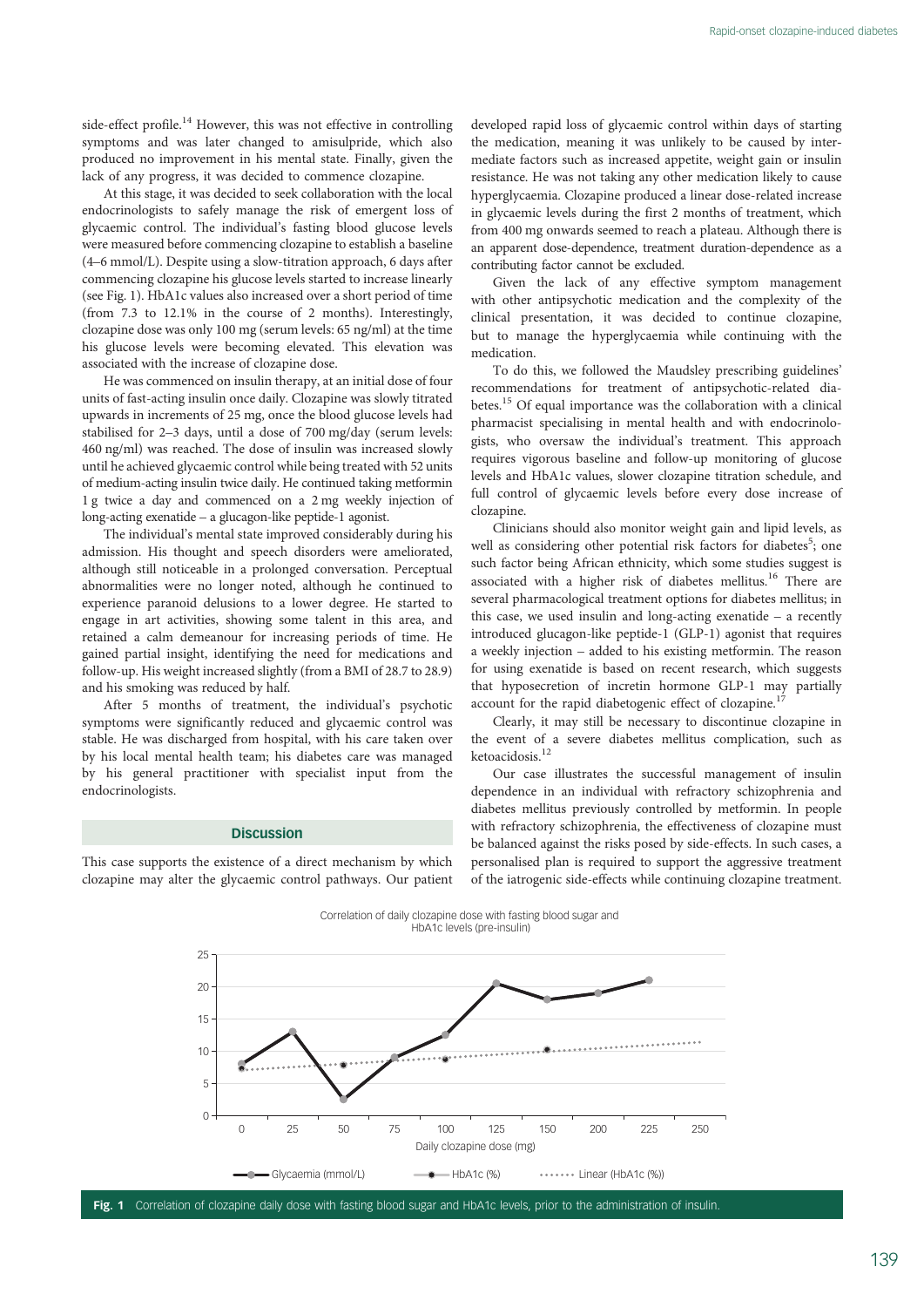side-effect profile.[14] However, this was not effective in controlling symptoms and was later changed to amisulpride, which also produced no improvement in his mental state. Finally, given the lack of any progress, it was decided to commence clozapine.

At this stage, it was decided to seek collaboration with the local endocrinologists to safely manage the risk of emergent loss of glycaemic control. The individual's fasting blood glucose levels were measured before commencing clozapine to establish a baseline (4–6 mmol/L). Despite using a slow-titration approach, 6 days after commencing clozapine his glucose levels started to increase linearly (see Fig. 1). HbA1c values also increased over a short period of time (from 7.3 to 12.1% in the course of 2 months). Interestingly, clozapine dose was only 100 mg (serum levels: 65 ng/ml) at the time his glucose levels were becoming elevated. This elevation was associated with the increase of clozapine dose.

He was commenced on insulin therapy, at an initial dose of four units of fast-acting insulin once daily. Clozapine was slowly titrated upwards in increments of 25 mg, once the blood glucose levels had stabilised for 2–3 days, until a dose of 700 mg/day (serum levels: 460 ng/ml) was reached. The dose of insulin was increased slowly until he achieved glycaemic control while being treated with 52 units of medium-acting insulin twice daily. He continued taking metformin 1 g twice a day and commenced on a 2 mg weekly injection of long-acting exenatide – a glucagon-like peptide-1 agonist.

The individual's mental state improved considerably during his admission. His thought and speech disorders were ameliorated, although still noticeable in a prolonged conversation. Perceptual abnormalities were no longer noted, although he continued to experience paranoid delusions to a lower degree. He started to engage in art activities, showing some talent in this area, and retained a calm demeanour for increasing periods of time. He gained partial insight, identifying the need for medications and follow-up. His weight increased slightly (from a BMI of 28.7 to 28.9) and his smoking was reduced by half.

After 5 months of treatment, the individual's psychotic symptoms were significantly reduced and glycaemic control was stable. He was discharged from hospital, with his care taken over by his local mental health team; his diabetes care was managed by his general practitioner with specialist input from the endocrinologists.

## Discussion

This case supports the existence of a direct mechanism by which clozapine may alter the glycaemic control pathways. Our patient developed rapid loss of glycaemic control within days of starting the medication, meaning it was unlikely to be caused by intermediate factors such as increased appetite, weight gain or insulin resistance. He was not taking any other medication likely to cause hyperglycaemia. Clozapine produced a linear dose-related increase in glycaemic levels during the first 2 months of treatment, which from 400 mg onwards seemed to reach a plateau. Although there is an apparent dose-dependence, treatment duration-dependence as a contributing factor cannot be excluded.

Given the lack of any effective symptom management with other antipsychotic medication and the complexity of the clinical presentation, it was decided to continue clozapine, but to manage the hyperglycaemia while continuing with the medication.

To do this, we followed the Maudsley prescribing guidelines' recommendations for treatment of antipsychotic-related diabetes.[15] Of equal importance was the collaboration with a clinical pharmacist specialising in mental health and with endocrinologists, who oversaw the individual's treatment. This approach requires vigorous baseline and follow-up monitoring of glucose levels and HbA1c values, slower clozapine titration schedule, and full control of glycaemic levels before every dose increase of clozapine.

Clinicians should also monitor weight gain and lipid levels, as well as considering other potential risk factors for diabetes[5]; one such factor being African ethnicity, which some studies suggest is associated with a higher risk of diabetes mellitus.[16] There are several pharmacological treatment options for diabetes mellitus; in this case, we used insulin and long-acting exenatide – a recently introduced glucagon-like peptide-1 (GLP-1) agonist that requires a weekly injection – added to his existing metformin. The reason for using exenatide is based on recent research, which suggests that hyposecretion of incretin hormone GLP-1 may partially account for the rapid diabetogenic effect of clozapine.[17]

Clearly, it may still be necessary to discontinue clozapine in the event of a severe diabetes mellitus complication, such as ketoacidosis.[12]

Our case illustrates the successful management of insulin dependence in an individual with refractory schizophrenia and diabetes mellitus previously controlled by metformin. In people with refractory schizophrenia, the effectiveness of clozapine must be balanced against the risks posed by side-effects. In such cases, a personalised plan is required to support the aggressive treatment of the iatrogenic side-effects while continuing clozapine treatment.

Correlation of daily clozapine dose with fasting blood sugar and HbA1c levels (pre-insulin)

**Fig. 1** Correlation of clozapine daily dose with fasting blood sugar and HbA1c levels, prior to the administration of insulin.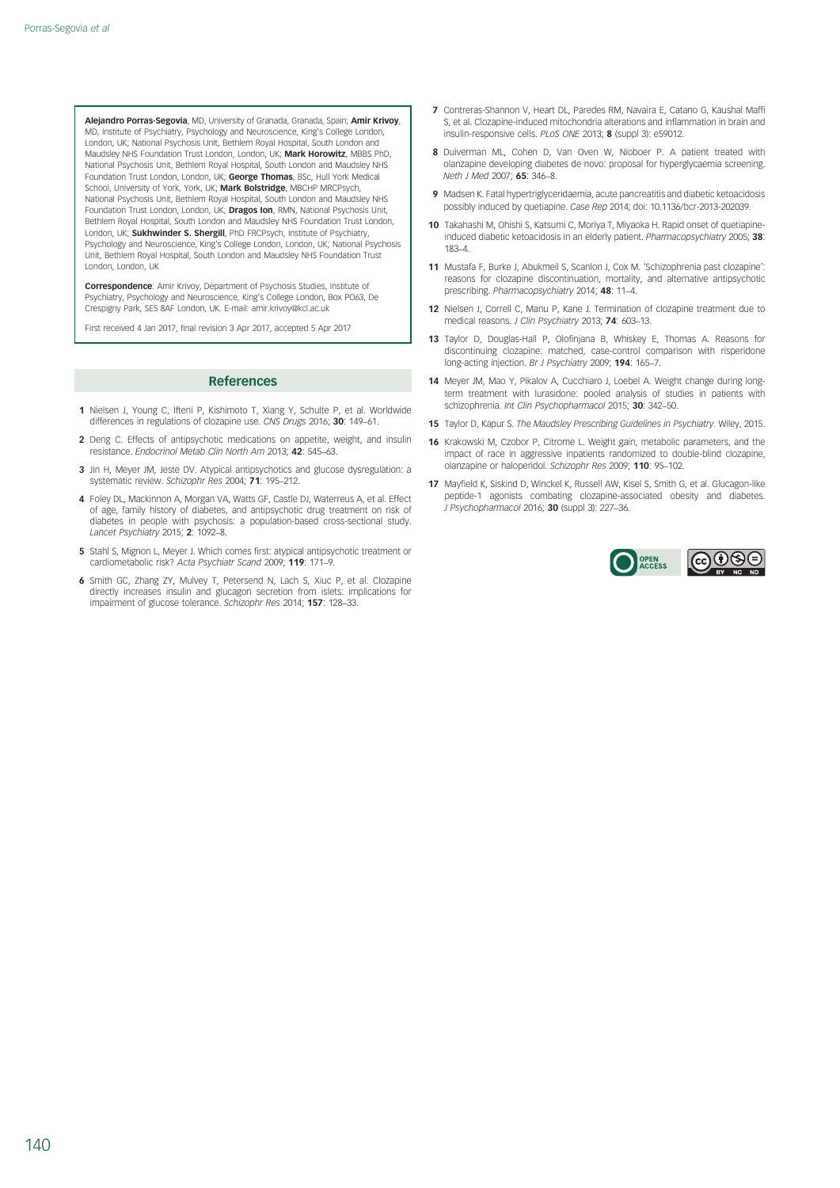**Alejandro Porras-Segovia**, MD, University of Granada, Granada, Spain; **Amir Krivoy**, MD, Institute of Psychiatry, Psychology and Neuroscience, King's College London, London, UK; National Psychosis Unit, Bethlem Royal Hospital, South London and Maudsley NHS Foundation Trust London, London, UK; **Mark Horowitz**, MBBS PhD, National Psychosis Unit, Bethlem Royal Hospital, South London and Maudsley NHS Foundation Trust London, London, UK; **George Thomas**, BSc, Hull York Medical School, University of York, York, UK; **Mark Bolstridge**, MBCHP MRCPsych, National Psychosis Unit, Bethlem Royal Hospital, South London and Maudsley NHS Foundation Trust London, London, UK; **Dragos Ion**, RMN, National Psychosis Unit, Bethlem Royal Hospital, South London and Maudsley NHS Foundation Trust London, London, UK; **Sukhwinder S. Shergill**, PhD FRCPsych, Institute of Psychiatry, Psychology and Neuroscience, King's College London, London, UK; National Psychosis Unit, Bethlem Royal Hospital, South London and Maudsley NHS Foundation Trust London, London, UK

**Correspondence**: Amir Krivoy, Department of Psychosis Studies, Institute of Psychiatry, Psychology and Neuroscience, King's College London, Box PO63, De Crespigny Park, SE5 8AF London, UK. E-mail: amir.krivoy@kcl.ac.uk

First received 4 Jan 2017, final revision 3 Apr 2017, accepted 5 Apr 2017

## References

1. Nielsen J, Young C, Ifteni P, Kishimoto T, Xiang YT, Schulte P, et al. Worldwide differences in regulations of clozapine use. *CNS Drugs* 2016; **30**: 149–61.
2. Deng C. Effects of antipsychotic medications on appetite, weight, and insulin resistance. *Endocrinol Metab Clin North Am* 2013; **42**: 545–63.
3. Jin H, Meyer JM, Jeste DV. Atypical antipsychotics and glucose dysregulation: a systematic review. *Schizophr Res* 2004; **71**: 195–212.
4. Foley DL, Mackinnon A, Morgan VA, Watts GF, Castle DJ, Waterreus A, et al. Effect of age, family history of diabetes, and antipsychotic drug treatment on risk of diabetes in people with psychosis: a population-based cross-sectional study. *Lancet Psychiatry* 2015; **2**: 1092–8.
5. Stahl S, Mignon L, Meyer J. Which comes first: atypical antipsychotic treatment or cardiometabolic risk? *Acta Psychiatr Scand* 2009; **119**: 171–9.
6. Smith GC, Zhang ZY, Mulvey T, Petersend N, Lach S, Xiuc P, et al. Clozapine directly increases insulin and glucagon secretion from islets: implications for impairment of glucose tolerance. *Schizophr Res* 2014; **157**: 128–33.
7. Contreras-Shannon V, Heart DL, Paredes RM, Navaira E, Catano G, Kaushal Maffi S, et al. Clozapine-induced mitochondria alterations and inflammation in brain and insulin-responsive cells. *PLoS ONE* 2013; **8** (suppl 3): e59012.
8. Duiverman ML, Cohen D, Van Oven W, Nioboer P. A patient treated with olanzapine developing diabetes de novo: proposal for hyperglycaemia screening. *Neth J Med* 2007; **65**: 346–8.
9. Madsen K. Fatal hypertriglyceridaemia, acute pancreatitis and diabetic ketoacidosis possibly induced by quetiapine. *Case Rep* 2014; doi: 10.1136/bcr-2013-202039.
10. Takahashi M, Ohishi S, Katsumi C, Moriya T, Miyaoka H. Rapid onset of quetiapine-induced diabetic ketoacidosis in an elderly patient. *Pharmacopsychiatry* 2005; **38**: 183–4.
11. Mustafa F, Burke J, Abukmeil S, Scanlon J, Cox M. 'Schizophrenia past clozapine': reasons for clozapine discontinuation, mortality, and alternative antipsychotic prescribing. *Pharmacopsychiatry* 2014; **48**: 11–4.
12. Nielsen J, Correll C, Manu P, Kane J. Termination of clozapine treatment due to medical reasons. *J Clin Psychiatry* 2013; **74**: 603–13.
13. Taylor D, Douglas-Hall P, Olofinjana B, Whiskey E, Thomas A. Reasons for discontinuing clozapine: matched, case-control comparison with risperidone long-acting injection. *Br J Psychiatry* 2009; **194**: 165–7.
14. Meyer JM, Mao Y, Pikalov A, Cucchiaro J, Loebel A. Weight change during long-term treatment with lurasidone: pooled analysis of studies in patients with schizophrenia. *Int Clin Psychopharmacol* 2015; **30**: 342–50.
15. Taylor D, Kapur S. *The Maudsley Prescribing Guidelines in Psychiatry*. Wiley, 2015.
16. Krakowski M, Czobor P, Citrome L. Weight gain, metabolic parameters, and the impact of race in aggressive inpatients randomized to double-blind clozapine, olanzapine or haloperidol. *Schizophr Res* 2009; **110**: 95–102.
17. Mayfield K, Siskind D, Winckel K, Russell AW, Kisel S, Smith G, et al. Glucagon-like peptide-1 agonists combating clozapine-associated obesity and diabetes. *J Psychopharmacol* 2016; **30** (suppl 3): 227–36.